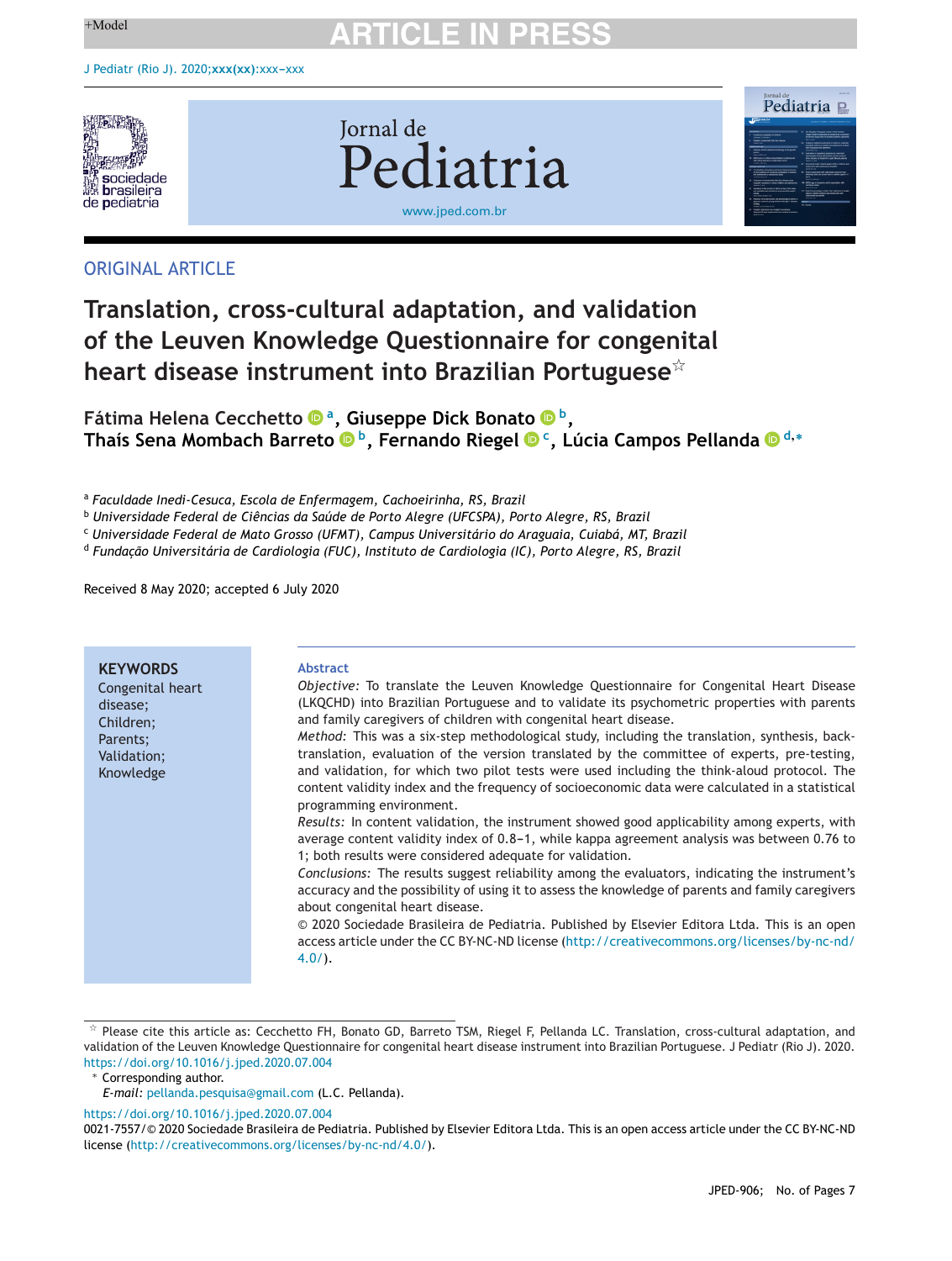ORIGINAL ARTICLE

# Translation, cross-cultural adaptation, and validation of the Leuven Knowledge Questionnaire for congenital heart disease instrument into Brazilian Portuguese☆

**Fátima Helena Cecchetto[a], Giuseppe Dick Bonato[b], Thaís Sena Mombach Barreto[b], Fernando Riegel[c], Lúcia Campos Pellanda[d,*]**

[a] *Faculdade Inedi-Cesuca, Escola de Enfermagem, Cachoeirinha, RS, Brazil*
[b] *Universidade Federal de Ciências da Saúde de Porto Alegre (UFCSPA), Porto Alegre, RS, Brazil*
[c] *Universidade Federal de Mato Grosso (UFMT), Campus Universitário do Araguaia, Cuiabá, MT, Brazil*
[d] *Fundação Universitária de Cardiologia (FUC), Instituto de Cardiologia (IC), Porto Alegre, RS, Brazil*

Received 8 May 2020; accepted 6 July 2020

**KEYWORDS**
Congenital heart disease;
Children;
Parents;
Validation;
Knowledge

## Abstract

*Objective:* To translate the Leuven Knowledge Questionnaire for Congenital Heart Disease (LKQCHD) into Brazilian Portuguese and to validate its psychometric properties with parents and family caregivers of children with congenital heart disease.

*Method:* This was a six-step methodological study, including the translation, synthesis, back-translation, evaluation of the version translated by the committee of experts, pre-testing, and validation, for which two pilot tests were used including the think-aloud protocol. The content validity index and the frequency of socioeconomic data were calculated in a statistical programming environment.

*Results:* In content validation, the instrument showed good applicability among experts, with average content validity index of 0.8–1, while kappa agreement analysis was between 0.76 to 1; both results were considered adequate for validation.

*Conclusions:* The results suggest reliability among the evaluators, indicating the instrument's accuracy and the possibility of using it to assess the knowledge of parents and family caregivers about congenital heart disease.

© 2020 Sociedade Brasileira de Pediatria. Published by Elsevier Editora Ltda. This is an open access article under the CC BY-NC-ND license (http://creativecommons.org/licenses/by-nc-nd/4.0/).

☆ Please cite this article as: Cecchetto FH, Bonato GD, Barreto TSM, Riegel F, Pellanda LC. Translation, cross-cultural adaptation, and validation of the Leuven Knowledge Questionnaire for congenital heart disease instrument into Brazilian Portuguese. J Pediatr (Rio J). 2020. https://doi.org/10.1016/j.jped.2020.07.004

\* Corresponding author.
*E-mail:* pellanda.pesquisa@gmail.com (L.C. Pellanda).

https://doi.org/10.1016/j.jped.2020.07.004
0021-7557/© 2020 Sociedade Brasileira de Pediatria. Published by Elsevier Editora Ltda. This is an open access article under the CC BY-NC-ND license (http://creativecommons.org/licenses/by-nc-nd/4.0/).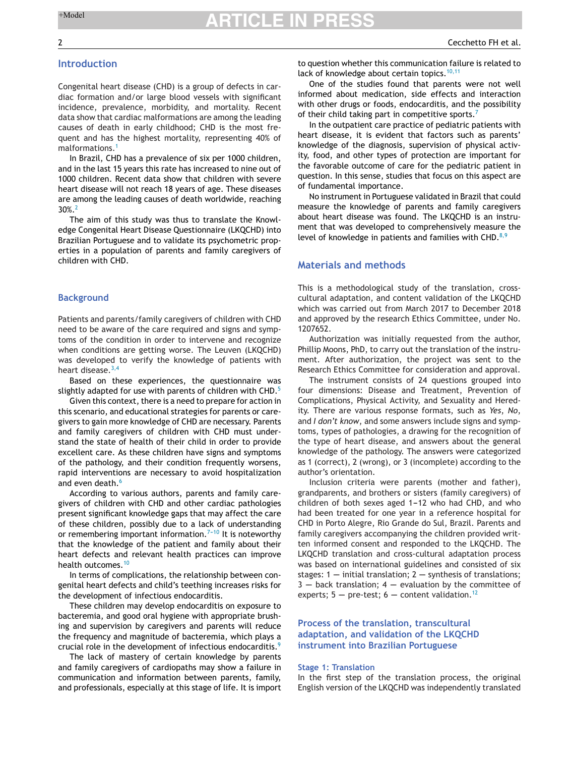## Introduction

Congenital heart disease (CHD) is a group of defects in cardiac formation and/or large blood vessels with significant incidence, prevalence, morbidity, and mortality. Recent data show that cardiac malformations are among the leading causes of death in early childhood; CHD is the most frequent and has the highest mortality, representing 40% of malformations.[1]

In Brazil, CHD has a prevalence of six per 1000 children, and in the last 15 years this rate has increased to nine out of 1000 children. Recent data show that children with severe heart disease will not reach 18 years of age. These diseases are among the leading causes of death worldwide, reaching 30%.[2]

The aim of this study was thus to translate the Knowledge Congenital Heart Disease Questionnaire (LKQCHD) into Brazilian Portuguese and to validate its psychometric properties in a population of parents and family caregivers of children with CHD.

## Background

Patients and parents/family caregivers of children with CHD need to be aware of the care required and signs and symptoms of the condition in order to intervene and recognize when conditions are getting worse. The Leuven (LKQCHD) was developed to verify the knowledge of patients with heart disease.[3,4]

Based on these experiences, the questionnaire was slightly adapted for use with parents of children with CHD.[5]

Given this context, there is a need to prepare for action in this scenario, and educational strategies for parents or caregivers to gain more knowledge of CHD are necessary. Parents and family caregivers of children with CHD must understand the state of health of their child in order to provide excellent care. As these children have signs and symptoms of the pathology, and their condition frequently worsens, rapid interventions are necessary to avoid hospitalization and even death.[6]

According to various authors, parents and family caregivers of children with CHD and other cardiac pathologies present significant knowledge gaps that may affect the care of these children, possibly due to a lack of understanding or remembering important information.[7-10] It is noteworthy that the knowledge of the patient and family about their heart defects and relevant health practices can improve health outcomes.[10]

In terms of complications, the relationship between congenital heart defects and child's teething increases risks for the development of infectious endocarditis.

These children may develop endocarditis on exposure to bacteremia, and good oral hygiene with appropriate brushing and supervision by caregivers and parents will reduce the frequency and magnitude of bacteremia, which plays a crucial role in the development of infectious endocarditis.[9]

The lack of mastery of certain knowledge by parents and family caregivers of cardiopaths may show a failure in communication and information between parents, family, and professionals, especially at this stage of life. It is import to question whether this communication failure is related to lack of knowledge about certain topics.[10,11]

One of the studies found that parents were not well informed about medication, side effects and interaction with other drugs or foods, endocarditis, and the possibility of their child taking part in competitive sports.[7]

In the outpatient care practice of pediatric patients with heart disease, it is evident that factors such as parents' knowledge of the diagnosis, supervision of physical activity, food, and other types of protection are important for the favorable outcome of care for the pediatric patient in question. In this sense, studies that focus on this aspect are of fundamental importance.

No instrument in Portuguese validated in Brazil that could measure the knowledge of parents and family caregivers about heart disease was found. The LKQCHD is an instrument that was developed to comprehensively measure the level of knowledge in patients and families with CHD.[8,9]

## Materials and methods

This is a methodological study of the translation, cross-cultural adaptation, and content validation of the LKQCHD which was carried out from March 2017 to December 2018 and approved by the research Ethics Committee, under No. 1207652.

Authorization was initially requested from the author, Phillip Moons, PhD, to carry out the translation of the instrument. After authorization, the project was sent to the Research Ethics Committee for consideration and approval.

The instrument consists of 24 questions grouped into four dimensions: Disease and Treatment, Prevention of Complications, Physical Activity, and Sexuality and Heredity. There are various response formats, such as *Yes*, *No*, and *I don't know*, and some answers include signs and symptoms, types of pathologies, a drawing for the recognition of the type of heart disease, and answers about the general knowledge of the pathology. The answers were categorized as 1 (correct), 2 (wrong), or 3 (incomplete) according to the author's orientation.

Inclusion criteria were parents (mother and father), grandparents, and brothers or sisters (family caregivers) of children of both sexes aged 1–12 who had CHD, and who had been treated for one year in a reference hospital for CHD in Porto Alegre, Rio Grande do Sul, Brazil. Parents and family caregivers accompanying the children provided written informed consent and responded to the LKQCHD. The LKQCHD translation and cross-cultural adaptation process was based on international guidelines and consisted of six stages: 1 — initial translation; 2 — synthesis of translations; 3 — back translation; 4 — evaluation by the committee of experts; 5 — pre-test; 6 — content validation.[12]

## Process of the translation, transcultural adaptation, and validation of the LKQCHD instrument into Brazilian Portuguese

### Stage 1: Translation

In the first step of the translation process, the original English version of the LKQCHD was independently translated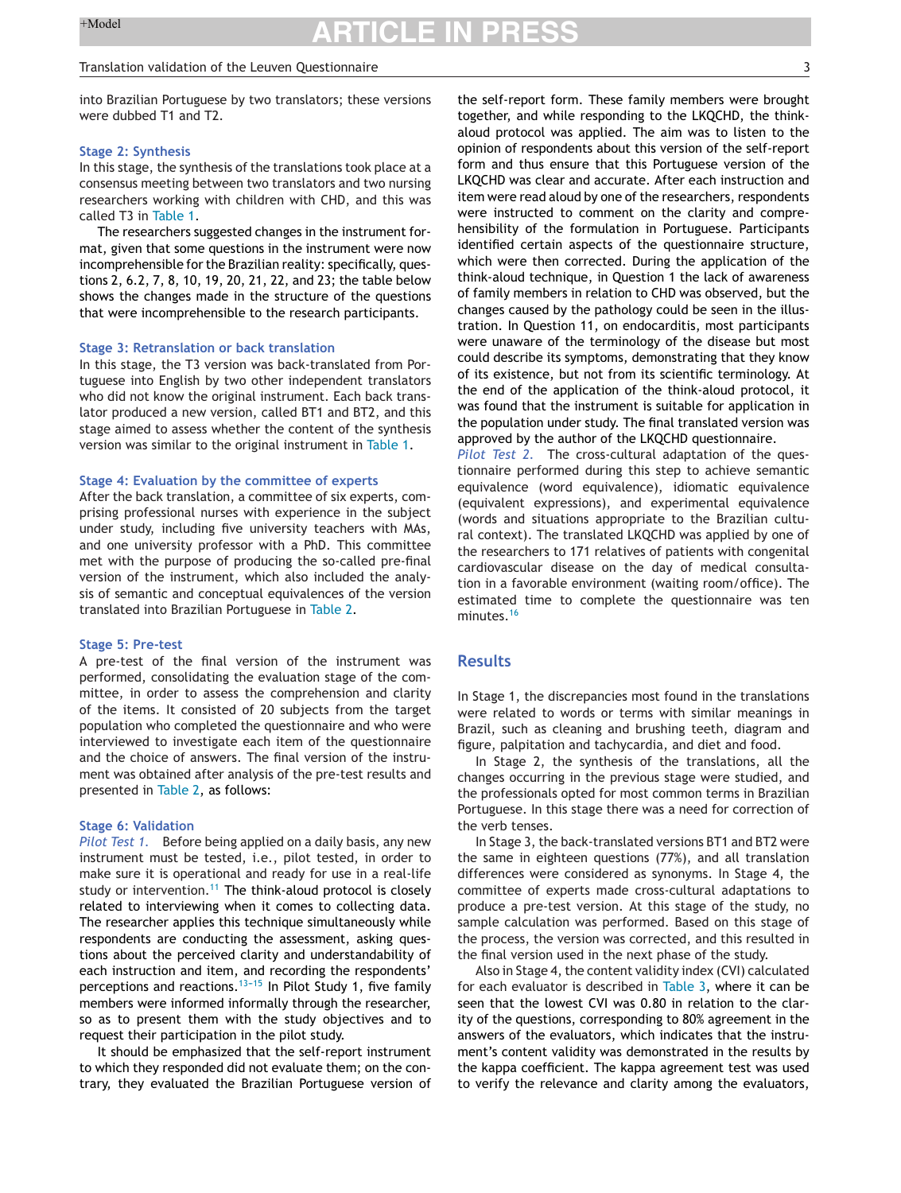into Brazilian Portuguese by two translators; these versions were dubbed T1 and T2.

### Stage 2: Synthesis

In this stage, the synthesis of the translations took place at a consensus meeting between two translators and two nursing researchers working with children with CHD, and this was called T3 in Table 1.

The researchers suggested changes in the instrument format, given that some questions in the instrument were now incomprehensible for the Brazilian reality: specifically, questions 2, 6.2, 7, 8, 10, 19, 20, 21, 22, and 23; the table below shows the changes made in the structure of the questions that were incomprehensible to the research participants.

### Stage 3: Retranslation or back translation

In this stage, the T3 version was back-translated from Portuguese into English by two other independent translators who did not know the original instrument. Each back translator produced a new version, called BT1 and BT2, and this stage aimed to assess whether the content of the synthesis version was similar to the original instrument in Table 1.

### Stage 4: Evaluation by the committee of experts

After the back translation, a committee of six experts, comprising professional nurses with experience in the subject under study, including five university teachers with MAs, and one university professor with a PhD. This committee met with the purpose of producing the so-called pre-final version of the instrument, which also included the analysis of semantic and conceptual equivalences of the version translated into Brazilian Portuguese in Table 2.

### Stage 5: Pre-test

A pre-test of the final version of the instrument was performed, consolidating the evaluation stage of the committee, in order to assess the comprehension and clarity of the items. It consisted of 20 subjects from the target population who completed the questionnaire and who were interviewed to investigate each item of the questionnaire and the choice of answers. The final version of the instrument was obtained after analysis of the pre-test results and presented in Table 2, as follows:

### Stage 6: Validation

*Pilot Test 1.* Before being applied on a daily basis, any new instrument must be tested, i.e., pilot tested, in order to make sure it is operational and ready for use in a real-life study or intervention.[11] The think-aloud protocol is closely related to interviewing when it comes to collecting data. The researcher applies this technique simultaneously while respondents are conducting the assessment, asking questions about the perceived clarity and understandability of each instruction and item, and recording the respondents' perceptions and reactions.[13–15] In Pilot Study 1, five family members were informed informally through the researcher, so as to present them with the study objectives and to request their participation in the pilot study.

It should be emphasized that the self-report instrument to which they responded did not evaluate them; on the contrary, they evaluated the Brazilian Portuguese version of the self-report form. These family members were brought together, and while responding to the LKQCHD, the think-aloud protocol was applied. The aim was to listen to the opinion of respondents about this version of the self-report form and thus ensure that this Portuguese version of the LKQCHD was clear and accurate. After each instruction and item were read aloud by one of the researchers, respondents were instructed to comment on the clarity and comprehensibility of the formulation in Portuguese. Participants identified certain aspects of the questionnaire structure, which were then corrected. During the application of the think-aloud technique, in Question 1 the lack of awareness of family members in relation to CHD was observed, but the changes caused by the pathology could be seen in the illustration. In Question 11, on endocarditis, most participants were unaware of the terminology of the disease but most could describe its symptoms, demonstrating that they know of its existence, but not from its scientific terminology. At the end of the application of the think-aloud protocol, it was found that the instrument is suitable for application in the population under study. The final translated version was approved by the author of the LKQCHD questionnaire.

*Pilot Test 2.* The cross-cultural adaptation of the questionnaire performed during this step to achieve semantic equivalence (word equivalence), idiomatic equivalence (equivalent expressions), and experimental equivalence (words and situations appropriate to the Brazilian cultural context). The translated LKQCHD was applied by one of the researchers to 171 relatives of patients with congenital cardiovascular disease on the day of medical consultation in a favorable environment (waiting room/office). The estimated time to complete the questionnaire was ten minutes.[16]

## Results

In Stage 1, the discrepancies most found in the translations were related to words or terms with similar meanings in Brazil, such as cleaning and brushing teeth, diagram and figure, palpitation and tachycardia, and diet and food.

In Stage 2, the synthesis of the translations, all the changes occurring in the previous stage were studied, and the professionals opted for most common terms in Brazilian Portuguese. In this stage there was a need for correction of the verb tenses.

In Stage 3, the back-translated versions BT1 and BT2 were the same in eighteen questions (77%), and all translation differences were considered as synonyms. In Stage 4, the committee of experts made cross-cultural adaptations to produce a pre-test version. At this stage of the study, no sample calculation was performed. Based on this stage of the process, the version was corrected, and this resulted in the final version used in the next phase of the study.

Also in Stage 4, the content validity index (CVI) calculated for each evaluator is described in Table 3, where it can be seen that the lowest CVI was 0.80 in relation to the clarity of the questions, corresponding to 80% agreement in the answers of the evaluators, which indicates that the instrument's content validity was demonstrated in the results by the kappa coefficient. The kappa agreement test was used to verify the relevance and clarity among the evaluators,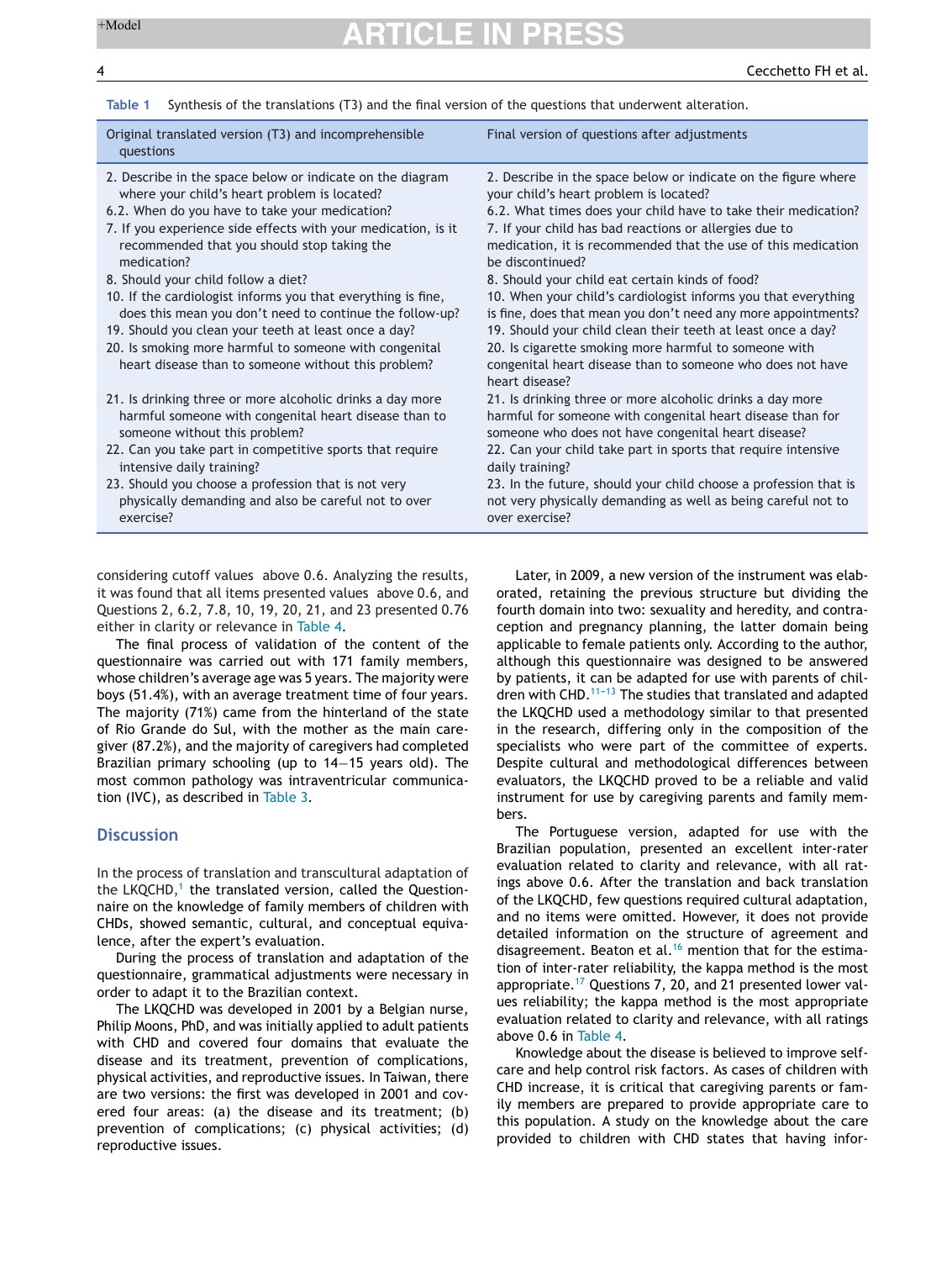**Table 1** Synthesis of the translations (T3) and the final version of the questions that underwent alteration.

| Original translated version (T3) and incomprehensible questions | Final version of questions after adjustments |
|---|---|
| 2. Describe in the space below or indicate on the diagram where your child's heart problem is located? | 2. Describe in the space below or indicate on the figure where your child's heart problem is located? |
| 6.2. When do you have to take your medication? | 6.2. What times does your child have to take their medication? |
| 7. If you experience side effects with your medication, is it recommended that you should stop taking the medication? | 7. If your child has bad reactions or allergies due to medication, it is recommended that the use of this medication be discontinued? |
| 8. Should your child follow a diet? | 8. Should your child eat certain kinds of food? |
| 10. If the cardiologist informs you that everything is fine, does this mean you don't need to continue the follow-up? | 10. When your child's cardiologist informs you that everything is fine, does that mean you don't need any more appointments? |
| 19. Should you clean your teeth at least once a day? | 19. Should your child clean their teeth at least once a day? |
| 20. Is smoking more harmful to someone with congenital heart disease than to someone without this problem? | 20. Is cigarette smoking more harmful to someone with congenital heart disease than to someone who does not have heart disease? |
| 21. Is drinking three or more alcoholic drinks a day more harmful someone with congenital heart disease than to someone without this problem? | 21. Is drinking three or more alcoholic drinks a day more harmful for someone with congenital heart disease than for someone who does not have congenital heart disease? |
| 22. Can you take part in competitive sports that require intensive daily training? | 22. Can your child take part in sports that require intensive daily training? |
| 23. Should you choose a profession that is not very physically demanding and also be careful not to over exercise? | 23. In the future, should your child choose a profession that is not very physically demanding as well as being careful not to over exercise? |

considering cutoff values above 0.6. Analyzing the results, it was found that all items presented values above 0.6, and Questions 2, 6.2, 7.8, 10, 19, 20, 21, and 23 presented 0.76 either in clarity or relevance in Table 4.

The final process of validation of the content of the questionnaire was carried out with 171 family members, whose children's average age was 5 years. The majority were boys (51.4%), with an average treatment time of four years. The majority (71%) came from the hinterland of the state of Rio Grande do Sul, with the mother as the main caregiver (87.2%), and the majority of caregivers had completed Brazilian primary schooling (up to 14–15 years old). The most common pathology was intraventricular communication (IVC), as described in Table 3.

## Discussion

In the process of translation and transcultural adaptation of the LKQCHD,[1] the translated version, called the Questionnaire on the knowledge of family members of children with CHDs, showed semantic, cultural, and conceptual equivalence, after the expert's evaluation.

During the process of translation and adaptation of the questionnaire, grammatical adjustments were necessary in order to adapt it to the Brazilian context.

The LKQCHD was developed in 2001 by a Belgian nurse, Philip Moons, PhD, and was initially applied to adult patients with CHD and covered four domains that evaluate the disease and its treatment, prevention of complications, physical activities, and reproductive issues. In Taiwan, there are two versions: the first was developed in 2001 and covered four areas: (a) the disease and its treatment; (b) prevention of complications; (c) physical activities; (d) reproductive issues.

Later, in 2009, a new version of the instrument was elaborated, retaining the previous structure but dividing the fourth domain into two: sexuality and heredity, and contraception and pregnancy planning, the latter domain being applicable to female patients only. According to the author, although this questionnaire was designed to be answered by patients, it can be adapted for use with parents of children with CHD.[11–13] The studies that translated and adapted the LKQCHD used a methodology similar to that presented in the research, differing only in the composition of the specialists who were part of the committee of experts. Despite cultural and methodological differences between evaluators, the LKQCHD proved to be a reliable and valid instrument for use by caregiving parents and family members.

The Portuguese version, adapted for use with the Brazilian population, presented an excellent inter-rater evaluation related to clarity and relevance, with all ratings above 0.6. After the translation and back translation of the LKQCHD, few questions required cultural adaptation, and no items were omitted. However, it does not provide detailed information on the structure of agreement and disagreement. Beaton et al.[16] mention that for the estimation of inter-rater reliability, the kappa method is the most appropriate.[17] Questions 7, 20, and 21 presented lower values reliability; the kappa method is the most appropriate evaluation related to clarity and relevance, with all ratings above 0.6 in Table 4.

Knowledge about the disease is believed to improve self-care and help control risk factors. As cases of children with CHD increase, it is critical that caregiving parents or family members are prepared to provide appropriate care to this population. A study on the knowledge about the care provided to children with CHD states that having infor-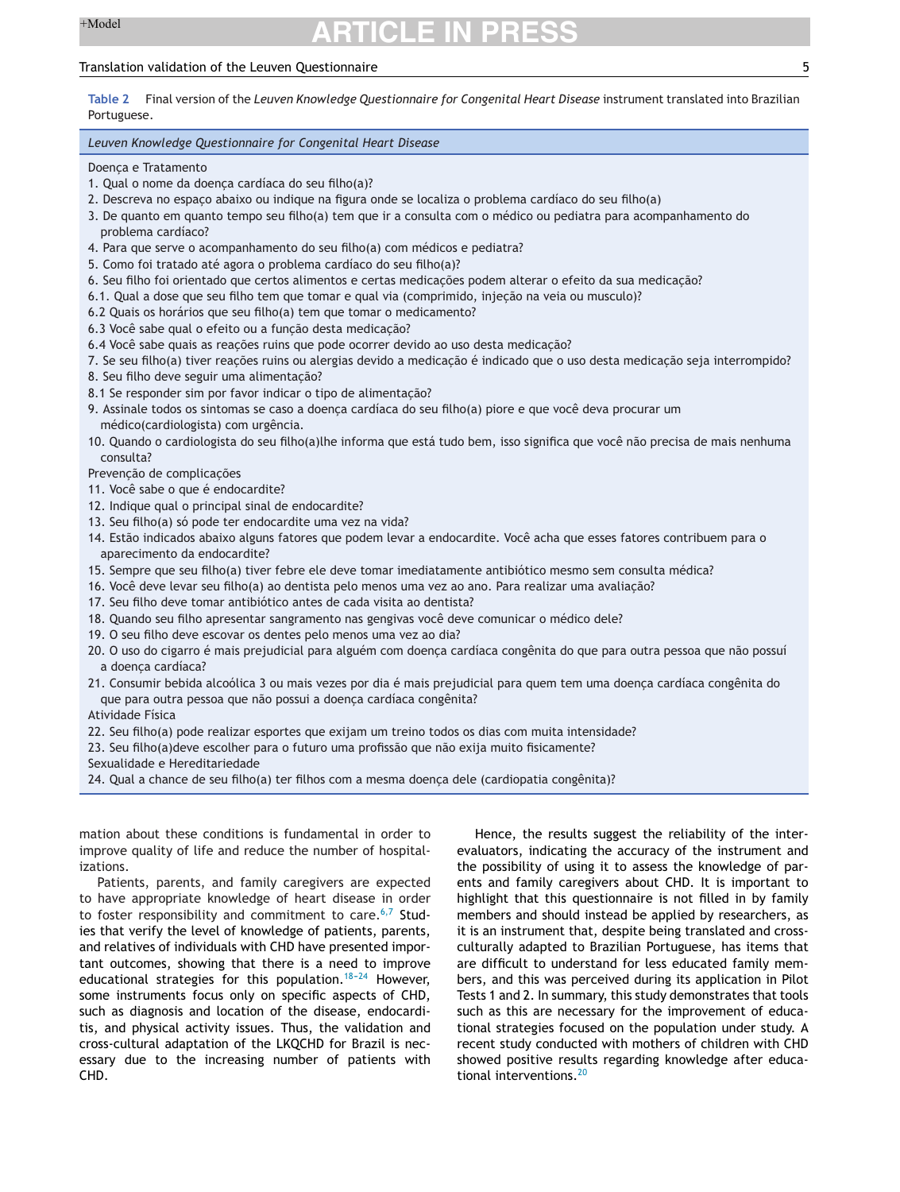**Table 2** Final version of the *Leuven Knowledge Questionnaire for Congenital Heart Disease* instrument translated into Brazilian Portuguese.

| *Leuven Knowledge Questionnaire for Congenital Heart Disease* |
|---|
| Doença e Tratamento |
| 1. Qual o nome da doença cardíaca do seu filho(a)? |
| 2. Descreva no espaço abaixo ou indique na figura onde se localiza o problema cardíaco do seu filho(a) |
| 3. De quanto em quanto tempo seu filho(a) tem que ir a consulta com o médico ou pediatra para acompanhamento do problema cardíaco? |
| 4. Para que serve o acompanhamento do seu filho(a) com médicos e pediatra? |
| 5. Como foi tratado até agora o problema cardíaco do seu filho(a)? |
| 6. Seu filho foi orientado que certos alimentos e certas medicações podem alterar o efeito da sua medicação? |
| 6.1. Qual a dose que seu filho tem que tomar e qual via (comprimido, injeção na veia ou musculo)? |
| 6.2 Quais os horários que seu filho(a) tem que tomar o medicamento? |
| 6.3 Você sabe qual o efeito ou a função desta medicação? |
| 6.4 Você sabe quais as reações ruins que pode ocorrer devido ao uso desta medicação? |
| 7. Se seu filho(a) tiver reações ruins ou alergias devido a medicação é indicado que o uso desta medicação seja interrompido? |
| 8. Seu filho deve seguir uma alimentação? |
| 8.1 Se responder sim por favor indicar o tipo de alimentação? |
| 9. Assinale todos os sintomas se caso a doença cardíaca do seu filho(a) piore e que você deva procurar um médico(cardiologista) com urgência. |
| 10. Quando o cardiologista do seu filho(a)lhe informa que está tudo bem, isso significa que você não precisa de mais nenhuma consulta? |
| Prevenção de complicações |
| 11. Você sabe o que é endocardite? |
| 12. Indique qual o principal sinal de endocardite? |
| 13. Seu filho(a) só pode ter endocardite uma vez na vida? |
| 14. Estão indicados abaixo alguns fatores que podem levar a endocardite. Você acha que esses fatores contribuem para o aparecimento da endocardite? |
| 15. Sempre que seu filho(a) tiver febre ele deve tomar imediatamente antibiótico mesmo sem consulta médica? |
| 16. Você deve levar seu filho(a) ao dentista pelo menos uma vez ao ano. Para realizar uma avaliação? |
| 17. Seu filho deve tomar antibiótico antes de cada visita ao dentista? |
| 18. Quando seu filho apresentar sangramento nas gengivas você deve comunicar o médico dele? |
| 19. O seu filho deve escovar os dentes pelo menos uma vez ao dia? |
| 20. O uso do cigarro é mais prejudicial para alguém com doença cardíaca congênita do que para outra pessoa que não possuí a doença cardíaca? |
| 21. Consumir bebida alcoólica 3 ou mais vezes por dia é mais prejudicial para quem tem uma doença cardíaca congênita do que para outra pessoa que não possui a doença cardíaca congênita? |
| Atividade Física |
| 22. Seu filho(a) pode realizar esportes que exijam um treino todos os dias com muita intensidade? |
| 23. Seu filho(a)deve escolher para o futuro uma profissão que não exija muito fisicamente? |
| Sexualidade e Hereditariedade |
| 24. Qual a chance de seu filho(a) ter filhos com a mesma doença dele (cardiopatia congênita)? |

mation about these conditions is fundamental in order to improve quality of life and reduce the number of hospitalizations.

Patients, parents, and family caregivers are expected to have appropriate knowledge of heart disease in order to foster responsibility and commitment to care.[6,7] Studies that verify the level of knowledge of patients, parents, and relatives of individuals with CHD have presented important outcomes, showing that there is a need to improve educational strategies for this population.[18-24] However, some instruments focus only on specific aspects of CHD, such as diagnosis and location of the disease, endocarditis, and physical activity issues. Thus, the validation and cross-cultural adaptation of the LKQCHD for Brazil is necessary due to the increasing number of patients with CHD.

Hence, the results suggest the reliability of the inter-evaluators, indicating the accuracy of the instrument and the possibility of using it to assess the knowledge of parents and family caregivers about CHD. It is important to highlight that this questionnaire is not filled in by family members and should instead be applied by researchers, as it is an instrument that, despite being translated and cross-culturally adapted to Brazilian Portuguese, has items that are difficult to understand for less educated family members, and this was perceived during its application in Pilot Tests 1 and 2. In summary, this study demonstrates that tools such as this are necessary for the improvement of educational strategies focused on the population under study. A recent study conducted with mothers of children with CHD showed positive results regarding knowledge after educational interventions.[20]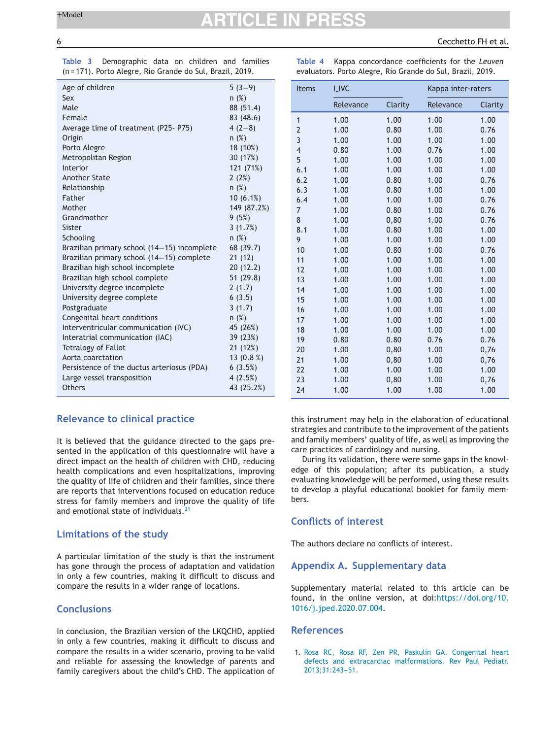**Table 3** Demographic data on children and families (n = 171). Porto Alegre, Rio Grande do Sul, Brazil, 2019.

| | |
|---|---|
| Age of children | 5 (3–9) |
| Sex | n (%) |
| Male | 88 (51.4) |
| Female | 83 (48.6) |
| Average time of treatment (P25- P75) | 4 (2–8) |
| Origin | n (%) |
| Porto Alegre | 18 (10%) |
| Metropolitan Region | 30 (17%) |
| Interior | 121 (71%) |
| Another State | 2 (2%) |
| Relationship | n (%) |
| Father | 10 (6.1%) |
| Mother | 149 (87.2%) |
| Grandmother | 9 (5%) |
| Sister | 3 (1.7%) |
| Schooling | n (%) |
| Brazilian primary school (14–15) incomplete | 68 (39.7) |
| Brazilian primary school (14–15) complete | 21 (12) |
| Brazilian high school incomplete | 20 (12.2) |
| Brazilian high school complete | 51 (29.8) |
| University degree incomplete | 2 (1.7) |
| University degree complete | 6 (3.5) |
| Postgraduate | 3 (1.7) |
| Congenital heart conditions | n (%) |
| Interventricular communication (IVC) | 45 (26%) |
| Interatrial communication (IAC) | 39 (23%) |
| Tetralogy of Fallot | 21 (12%) |
| Aorta coarctation | 13 (0.8 %) |
| Persistence of the ductus arteriosus (PDA) | 6 (3.5%) |
| Large vessel transposition | 4 (2.5%) |
| Others | 43 (25.2%) |

**Table 4** Kappa concordance coefficients for the *Leuven* evaluators. Porto Alegre, Rio Grande do Sul, Brazil, 2019.

| Items | I_IVC | | Kappa inter-raters | |
|---|---|---|---|---|
| | Relevance | Clarity | Relevance | Clarity |
| 1 | 1.00 | 1.00 | 1.00 | 1.00 |
| 2 | 1.00 | 0.80 | 1.00 | 0.76 |
| 3 | 1.00 | 1.00 | 1.00 | 1.00 |
| 4 | 0.80 | 1.00 | 0.76 | 1.00 |
| 5 | 1.00 | 1.00 | 1.00 | 1.00 |
| 6.1 | 1.00 | 1.00 | 1.00 | 1.00 |
| 6.2 | 1.00 | 0.80 | 1.00 | 0.76 |
| 6.3 | 1.00 | 0.80 | 1.00 | 1.00 |
| 6.4 | 1.00 | 1.00 | 1.00 | 0.76 |
| 7 | 1.00 | 0.80 | 1.00 | 0.76 |
| 8 | 1.00 | 0,80 | 1.00 | 0.76 |
| 8.1 | 1.00 | 0.80 | 1.00 | 1.00 |
| 9 | 1.00 | 1.00 | 1.00 | 1.00 |
| 10 | 1.00 | 0.80 | 1.00 | 0.76 |
| 11 | 1.00 | 1.00 | 1.00 | 1.00 |
| 12 | 1.00 | 1.00 | 1.00 | 1.00 |
| 13 | 1.00 | 1.00 | 1.00 | 1.00 |
| 14 | 1.00 | 1.00 | 1.00 | 1.00 |
| 15 | 1.00 | 1.00 | 1.00 | 1.00 |
| 16 | 1.00 | 1.00 | 1.00 | 1.00 |
| 17 | 1.00 | 1.00 | 1.00 | 1.00 |
| 18 | 1.00 | 1.00 | 1.00 | 1.00 |
| 19 | 0.80 | 0.80 | 0.76 | 0.76 |
| 20 | 1.00 | 0,80 | 1.00 | 0,76 |
| 21 | 1.00 | 0,80 | 1.00 | 0,76 |
| 22 | 1.00 | 1.00 | 1.00 | 1.00 |
| 23 | 1.00 | 0,80 | 1.00 | 0,76 |
| 24 | 1.00 | 1.00 | 1.00 | 1.00 |

## Relevance to clinical practice

It is believed that the guidance directed to the gaps presented in the application of this questionnaire will have a direct impact on the health of children with CHD, reducing health complications and even hospitalizations, improving the quality of life of children and their families, since there are reports that interventions focused on education reduce stress for family members and improve the quality of life and emotional state of individuals.[21]

## Limitations of the study

A particular limitation of the study is that the instrument has gone through the process of adaptation and validation in only a few countries, making it difficult to discuss and compare the results in a wider range of locations.

## Conclusions

In conclusion, the Brazilian version of the LKQCHD, applied in only a few countries, making it difficult to discuss and compare the results in a wider scenario, proving to be valid and reliable for assessing the knowledge of parents and family caregivers about the child's CHD. The application of this instrument may help in the elaboration of educational strategies and contribute to the improvement of the patients and family members' quality of life, as well as improving the care practices of cardiology and nursing.

During its validation, there were some gaps in the knowledge of this population; after its publication, a study evaluating knowledge will be performed, using these results to develop a playful educational booklet for family members.

## Conflicts of interest

The authors declare no conflicts of interest.

## Appendix A. Supplementary data

Supplementary material related to this article can be found, in the online version, at doi:https://doi.org/10.1016/j.jped.2020.07.004.

## References

1. Rosa RC, Rosa RF, Zen PR, Paskulin GA. Congenital heart defects and extracardiac malformations. Rev Paul Pediatr. 2013;31:243–51.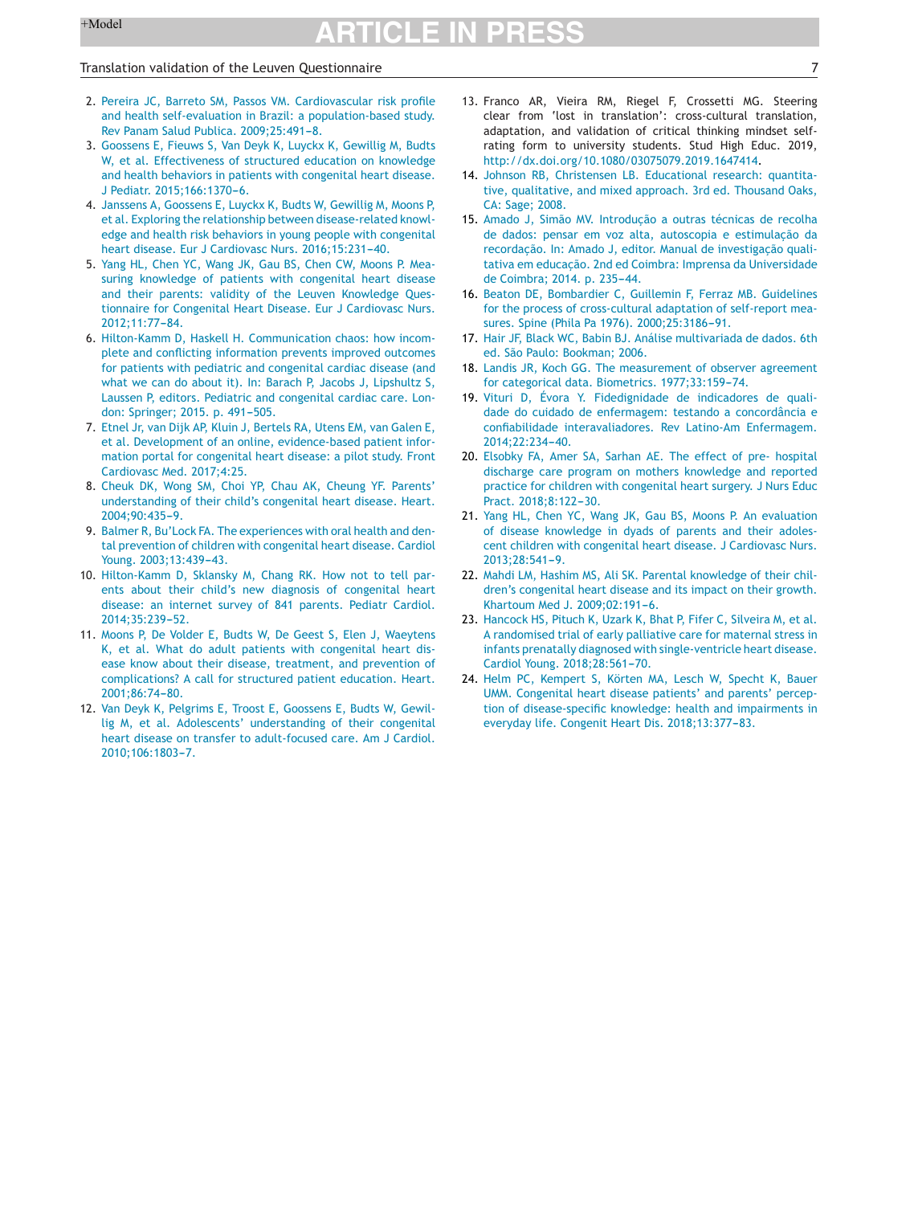2. Pereira JC, Barreto SM, Passos VM. Cardiovascular risk profile and health self-evaluation in Brazil: a population-based study. Rev Panam Salud Publica. 2009;25:491–8.
3. Goossens E, Fieuws S, Van Deyk K, Luyckx K, Gewillig M, Budts W, et al. Effectiveness of structured education on knowledge and health behaviors in patients with congenital heart disease. J Pediatr. 2015;166:1370–6.
4. Janssens A, Goossens E, Luyckx K, Budts W, Gewillig M, Moons P, et al. Exploring the relationship between disease-related knowledge and health risk behaviors in young people with congenital heart disease. Eur J Cardiovasc Nurs. 2016;15:231–40.
5. Yang HL, Chen YC, Wang JK, Gau BS, Chen CW, Moons P. Measuring knowledge of patients with congenital heart disease and their parents: validity of the Leuven Knowledge Questionnaire for Congenital Heart Disease. Eur J Cardiovasc Nurs. 2012;11:77–84.
6. Hilton-Kamm D, Haskell H. Communication chaos: how incomplete and conflicting information prevents improved outcomes for patients with pediatric and congenital cardiac disease (and what we can do about it). In: Barach P, Jacobs J, Lipshultz S, Laussen P, editors. Pediatric and congenital cardiac care. London: Springer; 2015. p. 491–505.
7. Etnel Jr, van Dijk AP, Kluin J, Bertels RA, Utens EM, van Galen E, et al. Development of an online, evidence-based patient information portal for congenital heart disease: a pilot study. Front Cardiovasc Med. 2017;4:25.
8. Cheuk DK, Wong SM, Choi YP, Chau AK, Cheung YF. Parents' understanding of their child's congenital heart disease. Heart. 2004;90:435–9.
9. Balmer R, Bu'Lock FA. The experiences with oral health and dental prevention of children with congenital heart disease. Cardiol Young. 2003;13:439–43.
10. Hilton-Kamm D, Sklansky M, Chang RK. How not to tell parents about their child's new diagnosis of congenital heart disease: an internet survey of 841 parents. Pediatr Cardiol. 2014;35:239–52.
11. Moons P, De Volder E, Budts W, De Geest S, Elen J, Waeytens K, et al. What do adult patients with congenital heart disease know about their disease, treatment, and prevention of complications? A call for structured patient education. Heart. 2001;86:74–80.
12. Van Deyk K, Pelgrims E, Troost E, Goossens E, Budts W, Gewillig M, et al. Adolescents' understanding of their congenital heart disease on transfer to adult-focused care. Am J Cardiol. 2010;106:1803–7.
13. Franco AR, Vieira RM, Riegel F, Crossetti MG. Steering clear from 'lost in translation': cross-cultural translation, adaptation, and validation of critical thinking mindset self-rating form to university students. Stud High Educ. 2019, http://dx.doi.org/10.1080/03075079.2019.1647414.
14. Johnson RB, Christensen LB. Educational research: quantitative, qualitative, and mixed approach. 3rd ed. Thousand Oaks, CA: Sage; 2008.
15. Amado J, Simão MV. Introdução a outras técnicas de recolha de dados: pensar em voz alta, autoscopia e estimulação da recordação. In: Amado J, editor. Manual de investigação qualitativa em educação. 2nd ed Coimbra: Imprensa da Universidade de Coimbra; 2014. p. 235–44.
16. Beaton DE, Bombardier C, Guillemin F, Ferraz MB. Guidelines for the process of cross-cultural adaptation of self-report measures. Spine (Phila Pa 1976). 2000;25:3186–91.
17. Hair JF, Black WC, Babin BJ. Análise multivariada de dados. 6th ed. São Paulo: Bookman; 2006.
18. Landis JR, Koch GG. The measurement of observer agreement for categorical data. Biometrics. 1977;33:159–74.
19. Vituri D, Évora Y. Fidedignidade de indicadores de qualidade do cuidado de enfermagem: testando a concordância e confiabilidade interavaliadores. Rev Latino-Am Enfermagem. 2014;22:234–40.
20. Elsobky FA, Amer SA, Sarhan AE. The effect of pre- hospital discharge care program on mothers knowledge and reported practice for children with congenital heart surgery. J Nurs Educ Pract. 2018;8:122–30.
21. Yang HL, Chen YC, Wang JK, Gau BS, Moons P. An evaluation of disease knowledge in dyads of parents and their adolescent children with congenital heart disease. J Cardiovasc Nurs. 2013;28:541–9.
22. Mahdi LM, Hashim MS, Ali SK. Parental knowledge of their children's congenital heart disease and its impact on their growth. Khartoum Med J. 2009;02:191–6.
23. Hancock HS, Pituch K, Uzark K, Bhat P, Fifer C, Silveira M, et al. A randomised trial of early palliative care for maternal stress in infants prenatally diagnosed with single-ventricle heart disease. Cardiol Young. 2018;28:561–70.
24. Helm PC, Kempert S, Körten MA, Lesch W, Specht K, Bauer UMM. Congenital heart disease patients' and parents' perception of disease-specific knowledge: health and impairments in everyday life. Congenit Heart Dis. 2018;13:377–83.